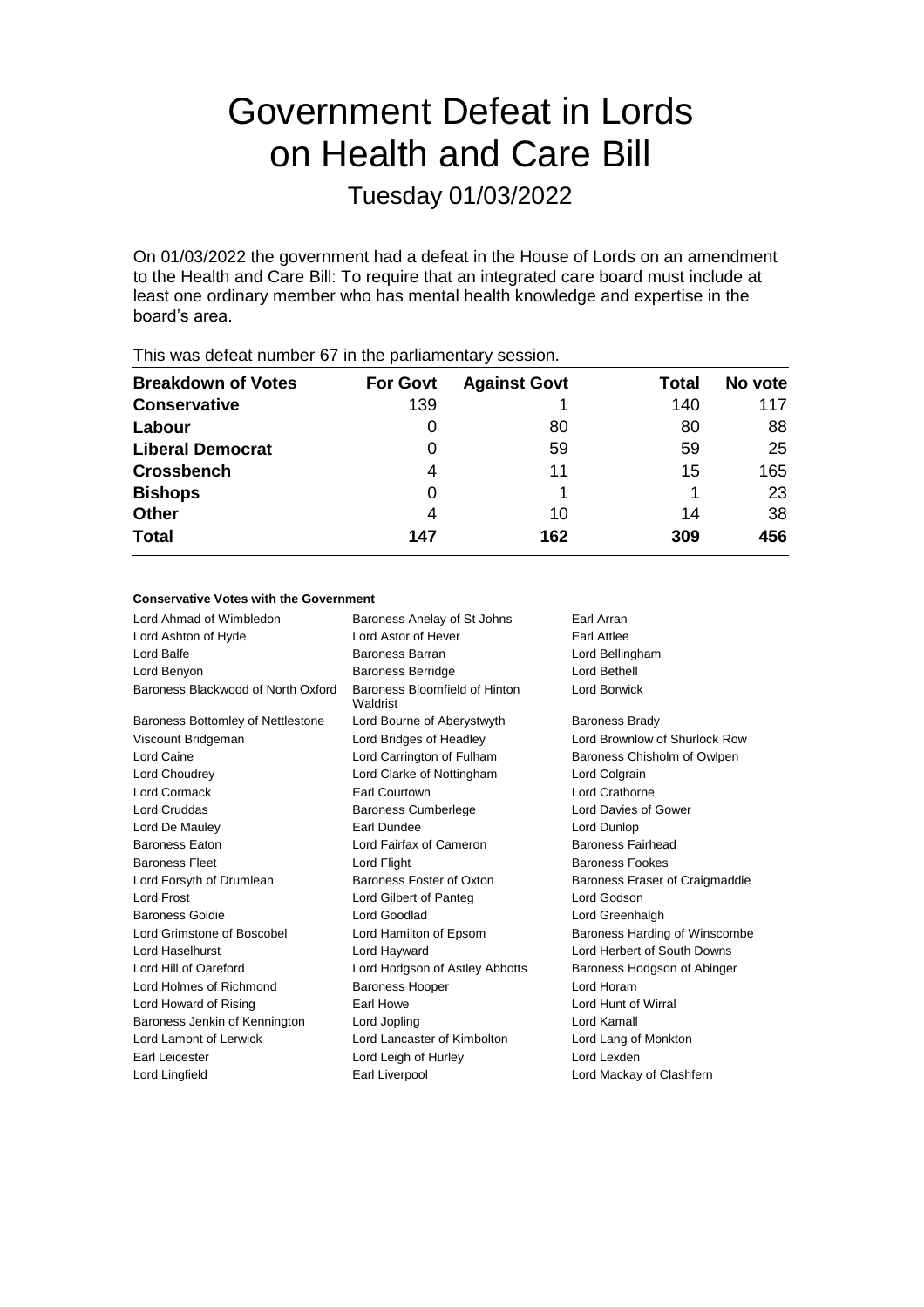# Government Defeat in Lords on Health and Care Bill

## Tuesday 01/03/2022

On 01/03/2022 the government had a defeat in the House of Lords on an amendment to the Health and Care Bill: To require that an integrated care board must include at least one ordinary member who has mental health knowledge and expertise in the board's area.

This was defeat number 67 in the parliamentary session.

| Breakdown of Votes | For Govt | Against Govt | Total | No vote |
|---|---|---|---|---|
| **Conservative** | 139 | 1 | 140 | 117 |
| **Labour** | 0 | 80 | 80 | 88 |
| **Liberal Democrat** | 0 | 59 | 59 | 25 |
| **Crossbench** | 4 | 11 | 15 | 165 |
| **Bishops** | 0 | 1 | 1 | 23 |
| **Other** | 4 | 10 | 14 | 38 |
| **Total** | **147** | **162** | **309** | **456** |

### Conservative Votes with the Government

| | | |
|---|---|---|
| Lord Ahmad of Wimbledon | Baroness Anelay of St Johns | Earl Arran |
| Lord Ashton of Hyde | Lord Astor of Hever | Earl Attlee |
| Lord Balfe | Baroness Barran | Lord Bellingham |
| Lord Benyon | Baroness Berridge | Lord Bethell |
| Baroness Blackwood of North Oxford | Baroness Bloomfield of Hinton Waldrist | Lord Borwick |
| Baroness Bottomley of Nettlestone | Lord Bourne of Aberystwyth | Baroness Brady |
| Viscount Bridgeman | Lord Bridges of Headley | Lord Brownlow of Shurlock Row |
| Lord Caine | Lord Carrington of Fulham | Baroness Chisholm of Owlpen |
| Lord Choudrey | Lord Clarke of Nottingham | Lord Colgrain |
| Lord Cormack | Earl Courtown | Lord Crathorne |
| Lord Cruddas | Baroness Cumberlege | Lord Davies of Gower |
| Lord De Mauley | Earl Dundee | Lord Dunlop |
| Baroness Eaton | Lord Fairfax of Cameron | Baroness Fairhead |
| Baroness Fleet | Lord Flight | Baroness Fookes |
| Lord Forsyth of Drumlean | Baroness Foster of Oxton | Baroness Fraser of Craigmaddie |
| Lord Frost | Lord Gilbert of Panteg | Lord Godson |
| Baroness Goldie | Lord Goodlad | Lord Greenhalgh |
| Lord Grimstone of Boscobel | Lord Hamilton of Epsom | Baroness Harding of Winscombe |
| Lord Haselhurst | Lord Hayward | Lord Herbert of South Downs |
| Lord Hill of Oareford | Lord Hodgson of Astley Abbotts | Baroness Hodgson of Abinger |
| Lord Holmes of Richmond | Baroness Hooper | Lord Horam |
| Lord Howard of Rising | Earl Howe | Lord Hunt of Wirral |
| Baroness Jenkin of Kennington | Lord Jopling | Lord Kamall |
| Lord Lamont of Lerwick | Lord Lancaster of Kimbolton | Lord Lang of Monkton |
| Earl Leicester | Lord Leigh of Hurley | Lord Lexden |
| Lord Lingfield | Earl Liverpool | Lord Mackay of Clashfern |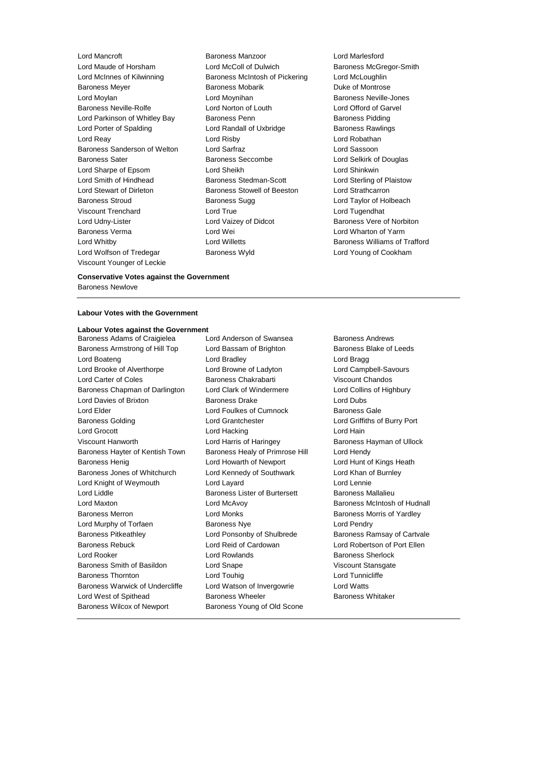Lord Mancroft
Baroness Manzoor
Lord Marlesford
Lord Maude of Horsham
Lord McColl of Dulwich
Baroness McGregor-Smith
Lord McInnes of Kilwinning
Baroness McIntosh of Pickering
Lord McLoughlin
Baroness Meyer
Baroness Mobarik
Duke of Montrose
Lord Moylan
Lord Moynihan
Baroness Neville-Jones
Baroness Neville-Rolfe
Lord Norton of Louth
Lord Offord of Garvel
Lord Parkinson of Whitley Bay
Baroness Penn
Baroness Pidding
Lord Porter of Spalding
Lord Randall of Uxbridge
Baroness Rawlings
Lord Reay
Lord Risby
Lord Robathan
Baroness Sanderson of Welton
Lord Sarfraz
Lord Sassoon
Baroness Sater
Baroness Seccombe
Lord Selkirk of Douglas
Lord Sharpe of Epsom
Lord Sheikh
Lord Shinkwin
Lord Smith of Hindhead
Baroness Stedman-Scott
Lord Sterling of Plaistow
Lord Stewart of Dirleton
Baroness Stowell of Beeston
Lord Strathcarron
Baroness Stroud
Baroness Sugg
Lord Taylor of Holbeach
Viscount Trenchard
Lord True
Lord Tugendhat
Lord Udny-Lister
Lord Vaizey of Didcot
Baroness Vere of Norbiton
Baroness Verma
Lord Wei
Lord Wharton of Yarm
Lord Whitby
Lord Willetts
Baroness Williams of Trafford
Lord Wolfson of Tredegar
Baroness Wyld
Lord Young of Cookham
Viscount Younger of Leckie

**Conservative Votes against the Government**

Baroness Newlove

---

**Labour Votes with the Government**

**Labour Votes against the Government**

Baroness Adams of Craigielea
Lord Anderson of Swansea
Baroness Andrews
Baroness Armstrong of Hill Top
Lord Bassam of Brighton
Baroness Blake of Leeds
Lord Boateng
Lord Bradley
Lord Bragg
Lord Brooke of Alverthorpe
Lord Browne of Ladyton
Lord Campbell-Savours
Lord Carter of Coles
Baroness Chakrabarti
Viscount Chandos
Baroness Chapman of Darlington
Lord Clark of Windermere
Lord Collins of Highbury
Lord Davies of Brixton
Baroness Drake
Lord Dubs
Lord Elder
Lord Foulkes of Cumnock
Baroness Gale
Baroness Golding
Lord Grantchester
Lord Griffiths of Burry Port
Lord Grocott
Lord Hacking
Lord Hain
Viscount Hanworth
Lord Harris of Haringey
Baroness Hayman of Ullock
Baroness Hayter of Kentish Town
Baroness Healy of Primrose Hill
Lord Hendy
Baroness Henig
Lord Howarth of Newport
Lord Hunt of Kings Heath
Baroness Jones of Whitchurch
Lord Kennedy of Southwark
Lord Khan of Burnley
Lord Knight of Weymouth
Lord Layard
Lord Lennie
Lord Liddle
Baroness Lister of Burtersett
Baroness Mallalieu
Lord Maxton
Lord McAvoy
Baroness McIntosh of Hudnall
Baroness Merron
Lord Monks
Baroness Morris of Yardley
Lord Murphy of Torfaen
Baroness Nye
Lord Pendry
Baroness Pitkeathley
Lord Ponsonby of Shulbrede
Baroness Ramsay of Cartvale
Baroness Rebuck
Lord Reid of Cardowan
Lord Robertson of Port Ellen
Lord Rooker
Lord Rowlands
Baroness Sherlock
Baroness Smith of Basildon
Lord Snape
Viscount Stansgate
Baroness Thornton
Lord Touhig
Lord Tunnicliffe
Baroness Warwick of Undercliffe
Lord Watson of Invergowrie
Lord Watts
Lord West of Spithead
Baroness Wheeler
Baroness Whitaker
Baroness Wilcox of Newport
Baroness Young of Old Scone

---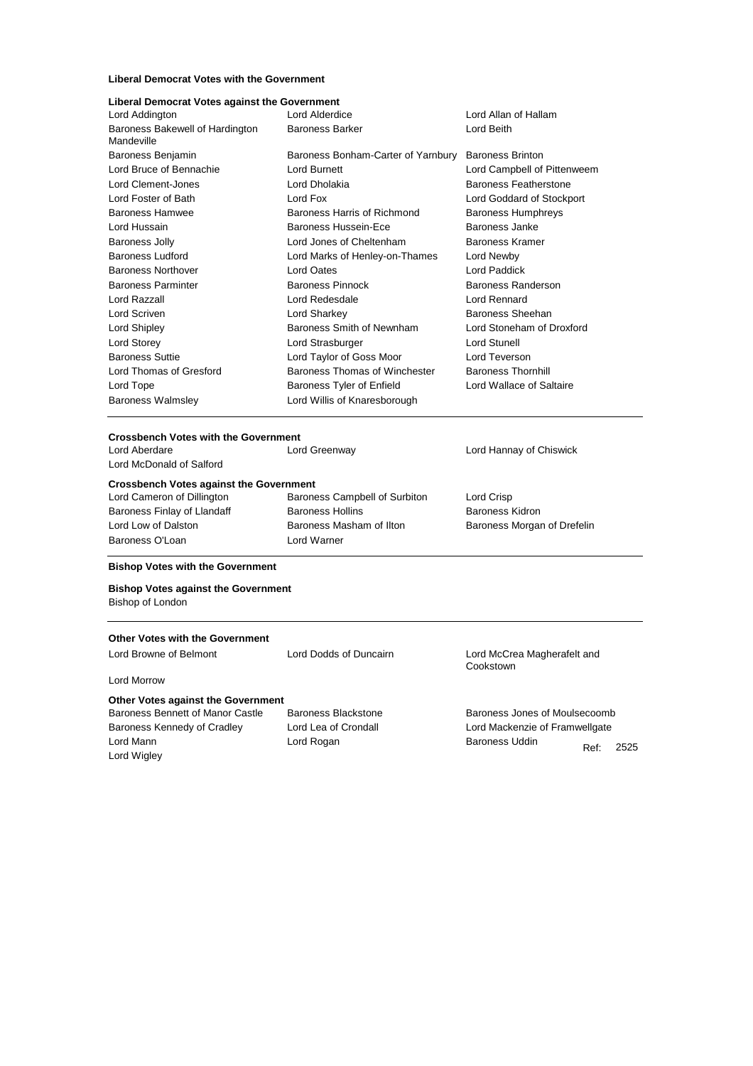**Liberal Democrat Votes with the Government**

**Liberal Democrat Votes against the Government**

| | | |
|---|---|---|
| Lord Addington | Lord Alderdice | Lord Allan of Hallam |
| Baroness Bakewell of Hardington Mandeville | Baroness Barker | Lord Beith |
| Baroness Benjamin | Baroness Bonham-Carter of Yarnbury | Baroness Brinton |
| Lord Bruce of Bennachie | Lord Burnett | Lord Campbell of Pittenweem |
| Lord Clement-Jones | Lord Dholakia | Baroness Featherstone |
| Lord Foster of Bath | Lord Fox | Lord Goddard of Stockport |
| Baroness Hamwee | Baroness Harris of Richmond | Baroness Humphreys |
| Lord Hussain | Baroness Hussein-Ece | Baroness Janke |
| Baroness Jolly | Lord Jones of Cheltenham | Baroness Kramer |
| Baroness Ludford | Lord Marks of Henley-on-Thames | Lord Newby |
| Baroness Northover | Lord Oates | Lord Paddick |
| Baroness Parminter | Baroness Pinnock | Baroness Randerson |
| Lord Razzall | Lord Redesdale | Lord Rennard |
| Lord Scriven | Lord Sharkey | Baroness Sheehan |
| Lord Shipley | Baroness Smith of Newnham | Lord Stoneham of Droxford |
| Lord Storey | Lord Strasburger | Lord Stunell |
| Baroness Suttie | Lord Taylor of Goss Moor | Lord Teverson |
| Lord Thomas of Gresford | Baroness Thomas of Winchester | Baroness Thornhill |
| Lord Tope | Baroness Tyler of Enfield | Lord Wallace of Saltaire |
| Baroness Walmsley | Lord Willis of Knaresborough | |

**Crossbench Votes with the Government**

| | | |
|---|---|---|
| Lord Aberdare | Lord Greenway | Lord Hannay of Chiswick |
| Lord McDonald of Salford | | |

**Crossbench Votes against the Government**

| | | |
|---|---|---|
| Lord Cameron of Dillington | Baroness Campbell of Surbiton | Lord Crisp |
| Baroness Finlay of Llandaff | Baroness Hollins | Baroness Kidron |
| Lord Low of Dalston | Baroness Masham of Ilton | Baroness Morgan of Drefelin |
| Baroness O'Loan | Lord Warner | |

**Bishop Votes with the Government**

**Bishop Votes against the Government**

Bishop of London

**Other Votes with the Government**

| | | |
|---|---|---|
| Lord Browne of Belmont | Lord Dodds of Duncairn | Lord McCrea Magherafelt and Cookstown |
| Lord Morrow | | |

**Other Votes against the Government**

| | | |
|---|---|---|
| Baroness Bennett of Manor Castle | Baroness Blackstone | Baroness Jones of Moulsecoomb |
| Baroness Kennedy of Cradley | Lord Lea of Crondall | Lord Mackenzie of Framwellgate |
| Lord Mann | Lord Rogan | Baroness Uddin |
| Lord Wigley | | |

Ref: 2525